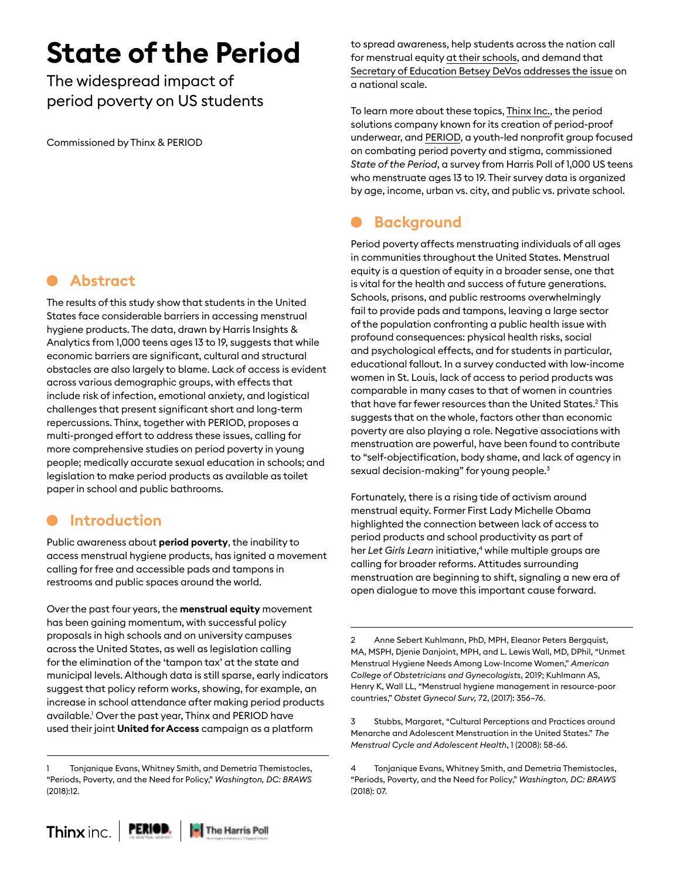# State of the Period

The widespread impact of period poverty on US students

Commissioned by Thinx & PERIOD

## Abstract

The results of this study show that students in the United States face considerable barriers in accessing menstrual hygiene products. The data, drawn by Harris Insights & Analytics from 1,000 teens ages 13 to 19, suggests that while economic barriers are significant, cultural and structural obstacles are also largely to blame. Lack of access is evident across various demographic groups, with effects that include risk of infection, emotional anxiety, and logistical challenges that present significant short and long-term repercussions. Thinx, together with PERIOD, proposes a multi-pronged effort to address these issues, calling for more comprehensive studies on period poverty in young people; medically accurate sexual education in schools; and legislation to make period products as available as toilet paper in school and public bathrooms.

## Introduction

Public awareness about **period poverty**, the inability to access menstrual hygiene products, has ignited a movement calling for free and accessible pads and tampons in restrooms and public spaces around the world.

Over the past four years, the **menstrual equity** movement has been gaining momentum, with successful policy proposals in high schools and on university campuses across the United States, as well as legislation calling for the elimination of the 'tampon tax' at the state and municipal levels. Although data is still sparse, early indicators suggest that policy reform works, showing, for example, an increase in school attendance after making period products available.[1] Over the past year, Thinx and PERIOD have used their joint **United for Access** campaign as a platform to spread awareness, help students across the nation call for menstrual equity at their schools, and demand that Secretary of Education Betsey DeVos addresses the issue on a national scale.

To learn more about these topics, Thinx Inc., the period solutions company known for its creation of period-proof underwear, and PERIOD, a youth-led nonprofit group focused on combating period poverty and stigma, commissioned *State of the Period*, a survey from Harris Poll of 1,000 US teens who menstruate ages 13 to 19. Their survey data is organized by age, income, urban vs. city, and public vs. private school.

## Background

Period poverty affects menstruating individuals of all ages in communities throughout the United States. Menstrual equity is a question of equity in a broader sense, one that is vital for the health and success of future generations. Schools, prisons, and public restrooms overwhelmingly fail to provide pads and tampons, leaving a large sector of the population confronting a public health issue with profound consequences: physical health risks, social and psychological effects, and for students in particular, educational fallout. In a survey conducted with low-income women in St. Louis, lack of access to period products was comparable in many cases to that of women in countries that have far fewer resources than the United States.[2] This suggests that on the whole, factors other than economic poverty are also playing a role. Negative associations with menstruation are powerful, have been found to contribute to "self-objectification, body shame, and lack of agency in sexual decision-making" for young people.[3]

Fortunately, there is a rising tide of activism around menstrual equity. Former First Lady Michelle Obama highlighted the connection between lack of access to period products and school productivity as part of her *Let Girls Learn* initiative,[4] while multiple groups are calling for broader reforms. Attitudes surrounding menstruation are beginning to shift, signaling a new era of open dialogue to move this important cause forward.

---

1 Tonjanique Evans, Whitney Smith, and Demetria Themistocles, "Periods, Poverty, and the Need for Policy," *Washington, DC: BRAWS* (2018):12.

2 Anne Sebert Kuhlmann, PhD, MPH, Eleanor Peters Bergquist, MA, MSPH, Djenie Danjoint, MPH, and L. Lewis Wall, MD, DPhil, "Unmet Menstrual Hygiene Needs Among Low-Income Women," *American College of Obstetricians and Gynecologists*, 2019; Kuhlmann AS, Henry K, Wall LL, "Menstrual hygiene management in resource-poor countries," *Obstet Gynecol Surv,* 72, (2017): 356–76.

3 Stubbs, Margaret, "Cultural Perceptions and Practices around Menarche and Adolescent Menstruation in the United States." *The Menstrual Cycle and Adolescent Health*, 1 (2008): 58-66.

4 Tonjanique Evans, Whitney Smith, and Demetria Themistocles, "Periods, Poverty, and the Need for Policy," *Washington, DC: BRAWS* (2018): 07.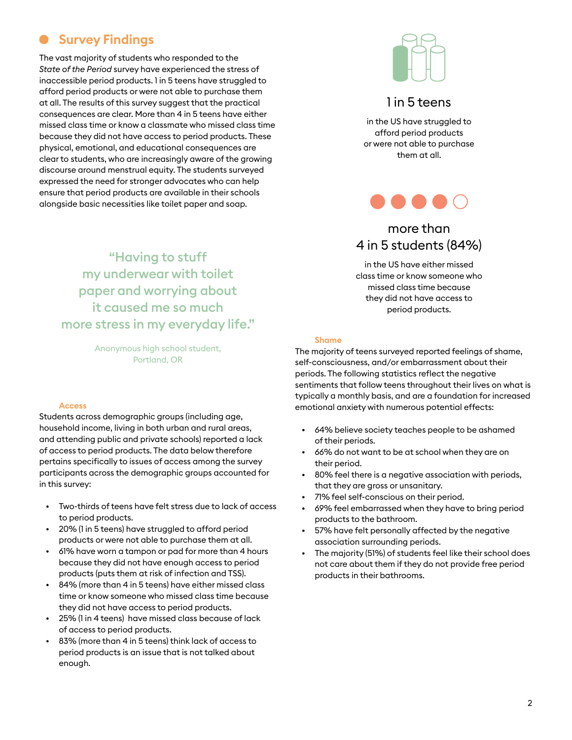## Survey Findings

The vast majority of students who responded to the *State of the Period* survey have experienced the stress of inaccessible period products. 1 in 5 teens have struggled to afford period products or were not able to purchase them at all. The results of this survey suggest that the practical consequences are clear. More than 4 in 5 teens have either missed class time or know a classmate who missed class time because they did not have access to period products. These physical, emotional, and educational consequences are clear to students, who are increasingly aware of the growing discourse around menstrual equity. The students surveyed expressed the need for stronger advocates who can help ensure that period products are available in their schools alongside basic necessities like toilet paper and soap.

**1 in 5 teens**

in the US have struggled to afford period products or were not able to purchase them at all.

**more than 4 in 5 students (84%)**

in the US have either missed class time or know someone who missed class time because they did not have access to period products.

> "Having to stuff my underwear with toilet paper and worrying about it caused me so much more stress in my everyday life."
>
> Anonymous high school student, Portland, OR

### Access

Students across demographic groups (including age, household income, living in both urban and rural areas, and attending public and private schools) reported a lack of access to period products. The data below therefore pertains specifically to issues of access among the survey participants across the demographic groups accounted for in this survey:

- Two-thirds of teens have felt stress due to lack of access to period products.
- 20% (1 in 5 teens) have struggled to afford period products or were not able to purchase them at all.
- 61% have worn a tampon or pad for more than 4 hours because they did not have enough access to period products (puts them at risk of infection and TSS).
- 84% (more than 4 in 5 teens) have either missed class time or know someone who missed class time because they did not have access to period products.
- 25% (1 in 4 teens) have missed class because of lack of access to period products.
- 83% (more than 4 in 5 teens) think lack of access to period products is an issue that is not talked about enough.

### Shame

The majority of teens surveyed reported feelings of shame, self-consciousness, and/or embarrassment about their periods. The following statistics reflect the negative sentiments that follow teens throughout their lives on what is typically a monthly basis, and are a foundation for increased emotional anxiety with numerous potential effects:

- 64% believe society teaches people to be ashamed of their periods.
- 66% do not want to be at school when they are on their period.
- 80% feel there is a negative association with periods, that they are gross or unsanitary.
- 71% feel self-conscious on their period.
- 69% feel embarrassed when they have to bring period products to the bathroom.
- 57% have felt personally affected by the negative association surrounding periods.
- The majority (51%) of students feel like their school does not care about them if they do not provide free period products in their bathrooms.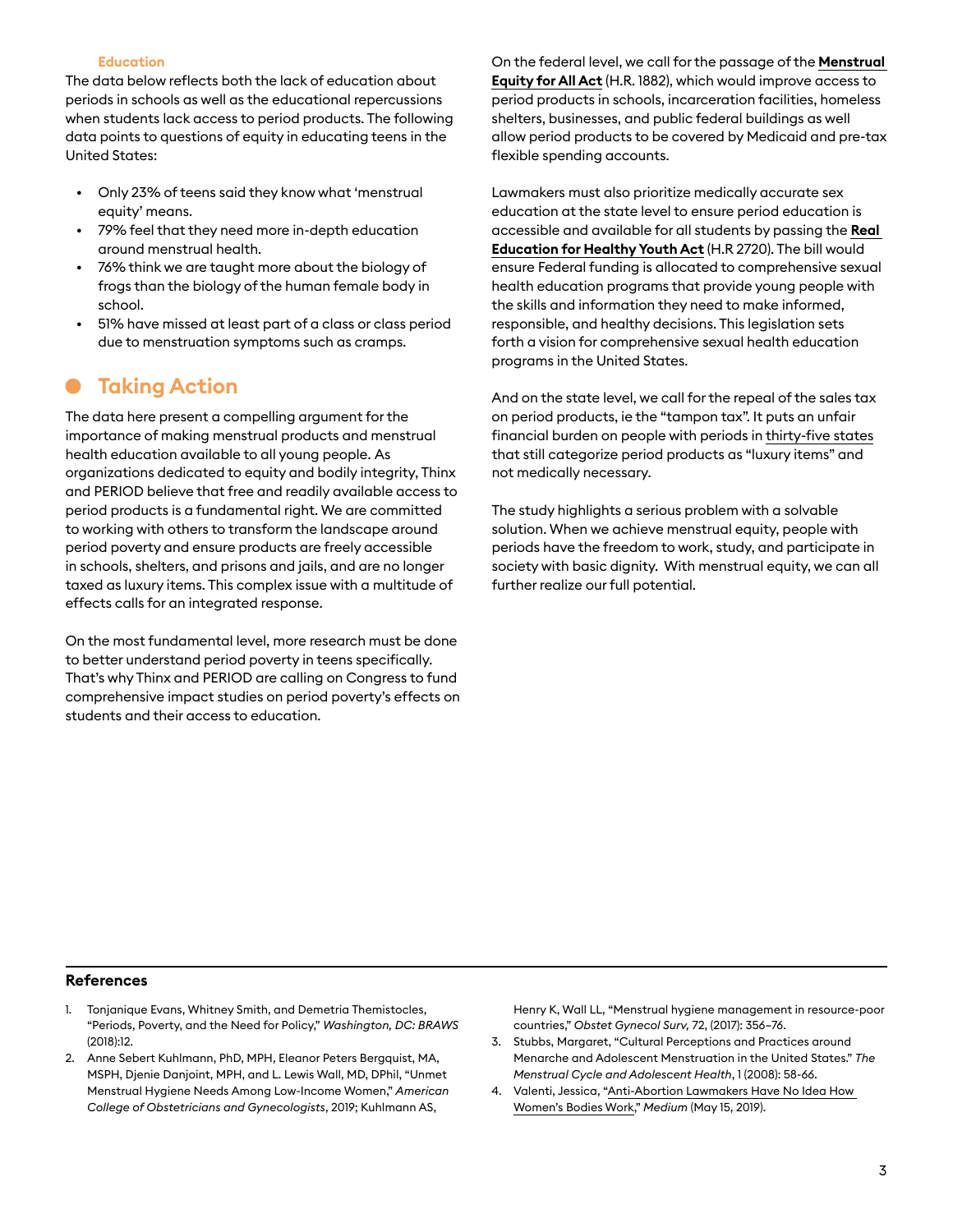### Education

The data below reflects both the lack of education about periods in schools as well as the educational repercussions when students lack access to period products. The following data points to questions of equity in educating teens in the United States:

- Only 23% of teens said they know what 'menstrual equity' means.
- 79% feel that they need more in-depth education around menstrual health.
- 76% think we are taught more about the biology of frogs than the biology of the human female body in school.
- 51% have missed at least part of a class or class period due to menstruation symptoms such as cramps.

## Taking Action

The data here present a compelling argument for the importance of making menstrual products and menstrual health education available to all young people. As organizations dedicated to equity and bodily integrity, Thinx and PERIOD believe that free and readily available access to period products is a fundamental right. We are committed to working with others to transform the landscape around period poverty and ensure products are freely accessible in schools, shelters, and prisons and jails, and are no longer taxed as luxury items. This complex issue with a multitude of effects calls for an integrated response.

On the most fundamental level, more research must be done to better understand period poverty in teens specifically. That's why Thinx and PERIOD are calling on Congress to fund comprehensive impact studies on period poverty's effects on students and their access to education.

On the federal level, we call for the passage of the **Menstrual Equity for All Act** (H.R. 1882), which would improve access to period products in schools, incarceration facilities, homeless shelters, businesses, and public federal buildings as well allow period products to be covered by Medicaid and pre-tax flexible spending accounts.

Lawmakers must also prioritize medically accurate sex education at the state level to ensure period education is accessible and available for all students by passing the **Real Education for Healthy Youth Act** (H.R 2720). The bill would ensure Federal funding is allocated to comprehensive sexual health education programs that provide young people with the skills and information they need to make informed, responsible, and healthy decisions. This legislation sets forth a vision for comprehensive sexual health education programs in the United States.

And on the state level, we call for the repeal of the sales tax on period products, ie the "tampon tax". It puts an unfair financial burden on people with periods in thirty-five states that still categorize period products as "luxury items" and not medically necessary.

The study highlights a serious problem with a solvable solution. When we achieve menstrual equity, people with periods have the freedom to work, study, and participate in society with basic dignity. With menstrual equity, we can all further realize our full potential.

## References

1. Tonjanique Evans, Whitney Smith, and Demetria Themistocles, "Periods, Poverty, and the Need for Policy," *Washington, DC: BRAWS* (2018):12.
2. Anne Sebert Kuhlmann, PhD, MPH, Eleanor Peters Bergquist, MA, MSPH, Djenie Danjoint, MPH, and L. Lewis Wall, MD, DPhil, "Unmet Menstrual Hygiene Needs Among Low-Income Women," *American College of Obstetricians and Gynecologists*, 2019; Kuhlmann AS, Henry K, Wall LL, "Menstrual hygiene management in resource-poor countries," *Obstet Gynecol Surv*, 72, (2017): 356–76.
3. Stubbs, Margaret, "Cultural Perceptions and Practices around Menarche and Adolescent Menstruation in the United States." *The Menstrual Cycle and Adolescent Health*, 1 (2008): 58-66.
4. Valenti, Jessica, "Anti-Abortion Lawmakers Have No Idea How Women's Bodies Work," *Medium* (May 15, 2019).